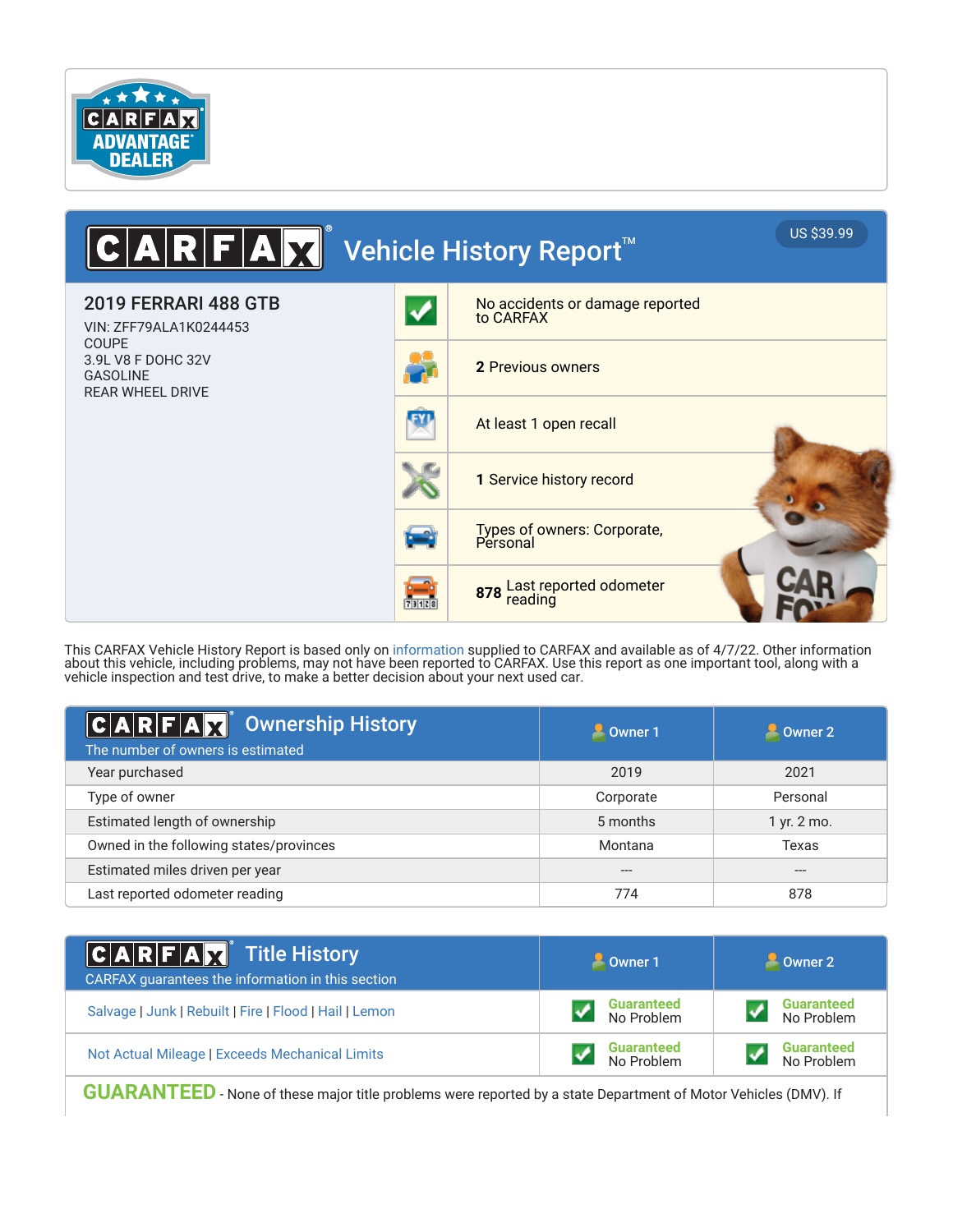CARFAX ADVANTAGE DEALER

# CARFAX Vehicle History Report™

US $39.99

## 2019 FERRARI 488 GTB

VIN: ZFF79ALA1K0244453
COUPE
3.9L V8 F DOHC 32V
GASOLINE
REAR WHEEL DRIVE

- No accidents or damage reported to CARFAX
- **2** Previous owners
- At least 1 open recall
- **1** Service history record
- Types of owners: Corporate, Personal
- **878** Last reported odometer reading

This CARFAX Vehicle History Report is based only on information supplied to CARFAX and available as of 4/7/22. Other information about this vehicle, including problems, may not have been reported to CARFAX. Use this report as one important tool, along with a vehicle inspection and test drive, to make a better decision about your next used car.

## CARFAX Ownership History

The number of owners is estimated

| | Owner 1 | Owner 2 |
|---|---|---|
| Year purchased | 2019 | 2021 |
| Type of owner | Corporate | Personal |
| Estimated length of ownership | 5 months | 1 yr. 2 mo. |
| Owned in the following states/provinces | Montana | Texas |
| Estimated miles driven per year | --- | --- |
| Last reported odometer reading | 774 | 878 |

## CARFAX Title History

CARFAX guarantees the information in this section

| | Owner 1 | Owner 2 |
|---|---|---|
| Salvage \| Junk \| Rebuilt \| Fire \| Flood \| Hail \| Lemon | Guaranteed No Problem | Guaranteed No Problem |
| Not Actual Mileage \| Exceeds Mechanical Limits | Guaranteed No Problem | Guaranteed No Problem |

**GUARANTEED** - None of these major title problems were reported by a state Department of Motor Vehicles (DMV). If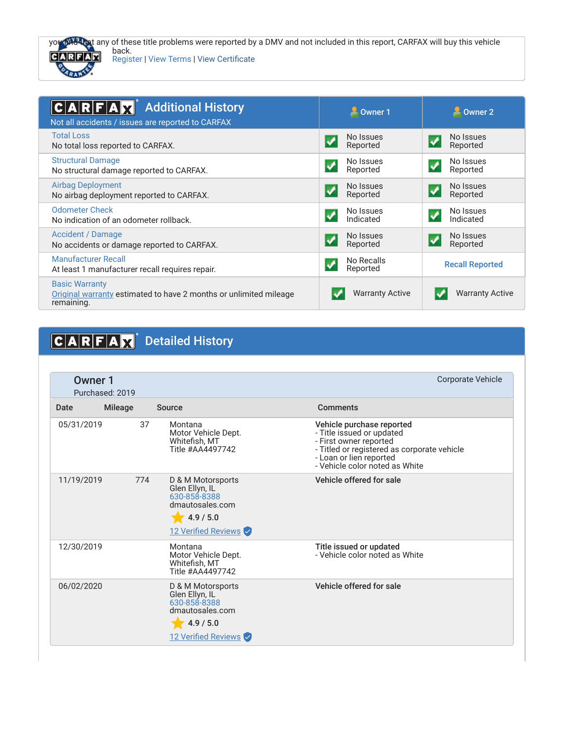you find that any of these title problems were reported by a DMV and not included in this report, CARFAX will buy this vehicle back.
Register | View Terms | View Certificate

## CARFAX Additional History

Not all accidents / issues are reported to CARFAX

| | Owner 1 | Owner 2 |
|---|---|---|
| **Total Loss**<br>No total loss reported to CARFAX. | No Issues Reported | No Issues Reported |
| **Structural Damage**<br>No structural damage reported to CARFAX. | No Issues Reported | No Issues Reported |
| **Airbag Deployment**<br>No airbag deployment reported to CARFAX. | No Issues Reported | No Issues Reported |
| **Odometer Check**<br>No indication of an odometer rollback. | No Issues Indicated | No Issues Indicated |
| **Accident / Damage**<br>No accidents or damage reported to CARFAX. | No Issues Reported | No Issues Reported |
| **Manufacturer Recall**<br>At least 1 manufacturer recall requires repair. | No Recalls Reported | Recall Reported |
| **Basic Warranty**<br>Original warranty estimated to have 2 months or unlimited mileage remaining. | Warranty Active | Warranty Active |

## CARFAX Detailed History

### Owner 1

Purchased: 2019

Corporate Vehicle

| Date | Mileage | Source | Comments |
|---|---|---|---|
| 05/31/2019 | 37 | Montana<br>Motor Vehicle Dept.<br>Whitefish, MT<br>Title #AA4497742 | **Vehicle purchase reported**<br>- Title issued or updated<br>- First owner reported<br>- Titled or registered as corporate vehicle<br>- Loan or lien reported<br>- Vehicle color noted as White |
| 11/19/2019 | 774 | D & M Motorsports<br>Glen Ellyn, IL<br>630-858-8388<br>dmautosales.com<br>4.9 / 5.0<br>12 Verified Reviews | **Vehicle offered for sale** |
| 12/30/2019 | | Montana<br>Motor Vehicle Dept.<br>Whitefish, MT<br>Title #AA4497742 | **Title issued or updated**<br>- Vehicle color noted as White |
| 06/02/2020 | | D & M Motorsports<br>Glen Ellyn, IL<br>630-858-8388<br>dmautosales.com<br>4.9 / 5.0<br>12 Verified Reviews | **Vehicle offered for sale** |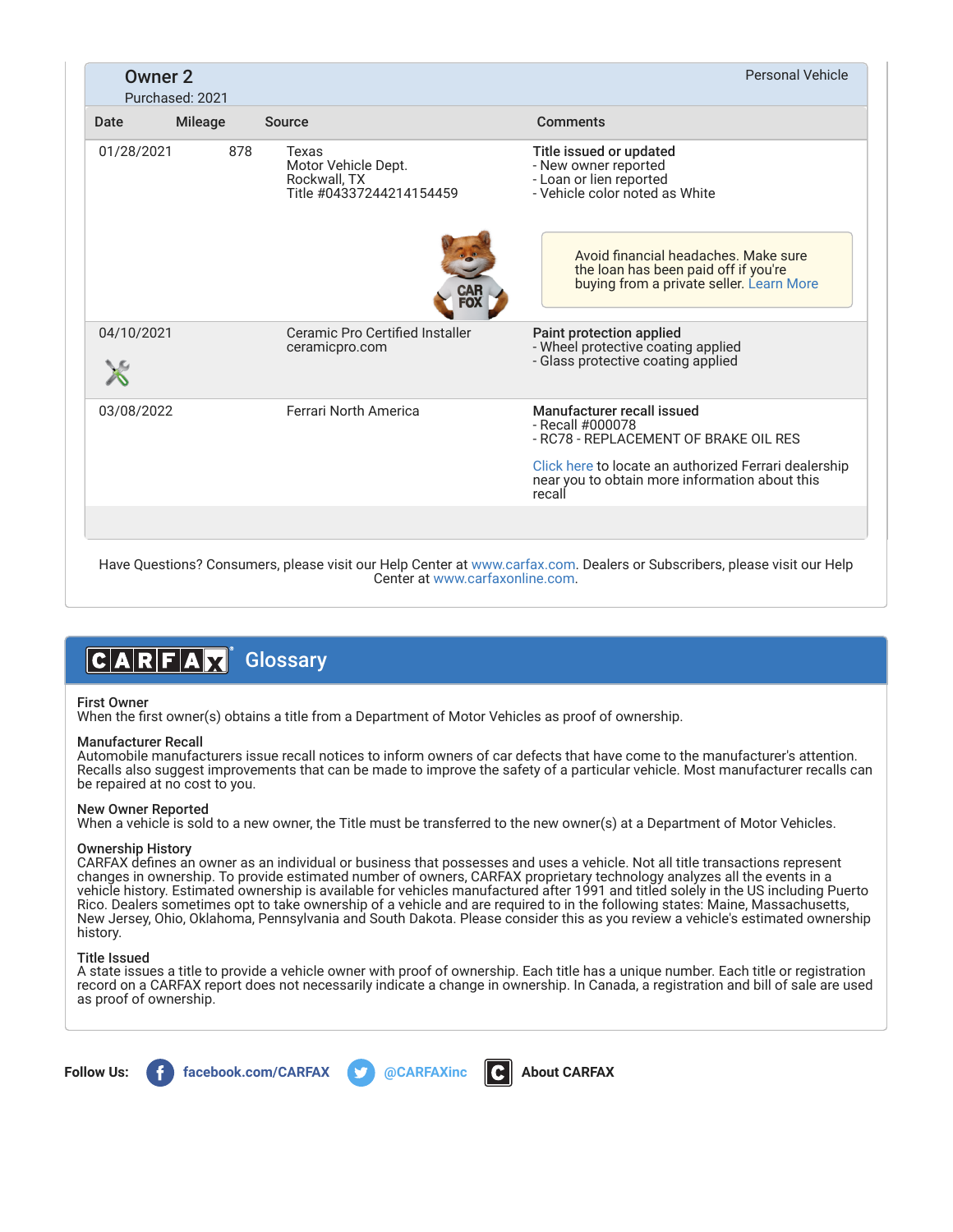## Owner 2

Purchased: 2021

Personal Vehicle

| Date | Mileage | Source | Comments |
|---|---|---|---|
| 01/28/2021 | 878 | Texas<br>Motor Vehicle Dept.<br>Rockwall, TX<br>Title #04337244214154459 | **Title issued or updated**<br>- New owner reported<br>- Loan or lien reported<br>- Vehicle color noted as White<br><br>Avoid financial headaches. Make sure the loan has been paid off if you're buying from a private seller. Learn More |
| 04/10/2021 | | Ceramic Pro Certified Installer<br>ceramicpro.com | **Paint protection applied**<br>- Wheel protective coating applied<br>- Glass protective coating applied |
| 03/08/2022 | | Ferrari North America | **Manufacturer recall issued**<br>- Recall #000078<br>- RC78 - REPLACEMENT OF BRAKE OIL RES<br><br>Click here to locate an authorized Ferrari dealership near you to obtain more information about this recall |

Have Questions? Consumers, please visit our Help Center at www.carfax.com. Dealers or Subscribers, please visit our Help Center at www.carfaxonline.com.

## CARFAX Glossary

**First Owner**
When the first owner(s) obtains a title from a Department of Motor Vehicles as proof of ownership.

**Manufacturer Recall**
Automobile manufacturers issue recall notices to inform owners of car defects that have come to the manufacturer's attention. Recalls also suggest improvements that can be made to improve the safety of a particular vehicle. Most manufacturer recalls can be repaired at no cost to you.

**New Owner Reported**
When a vehicle is sold to a new owner, the Title must be transferred to the new owner(s) at a Department of Motor Vehicles.

**Ownership History**
CARFAX defines an owner as an individual or business that possesses and uses a vehicle. Not all title transactions represent changes in ownership. To provide estimated number of owners, CARFAX proprietary technology analyzes all the events in a vehicle history. Estimated ownership is available for vehicles manufactured after 1991 and titled solely in the US including Puerto Rico. Dealers sometimes opt to take ownership of a vehicle and are required to in the following states: Maine, Massachusetts, New Jersey, Ohio, Oklahoma, Pennsylvania and South Dakota. Please consider this as you review a vehicle's estimated ownership history.

**Title Issued**
A state issues a title to provide a vehicle owner with proof of ownership. Each title has a unique number. Each title or registration record on a CARFAX report does not necessarily indicate a change in ownership. In Canada, a registration and bill of sale are used as proof of ownership.

**Follow Us:** facebook.com/CARFAX @CARFAXinc **About CARFAX**